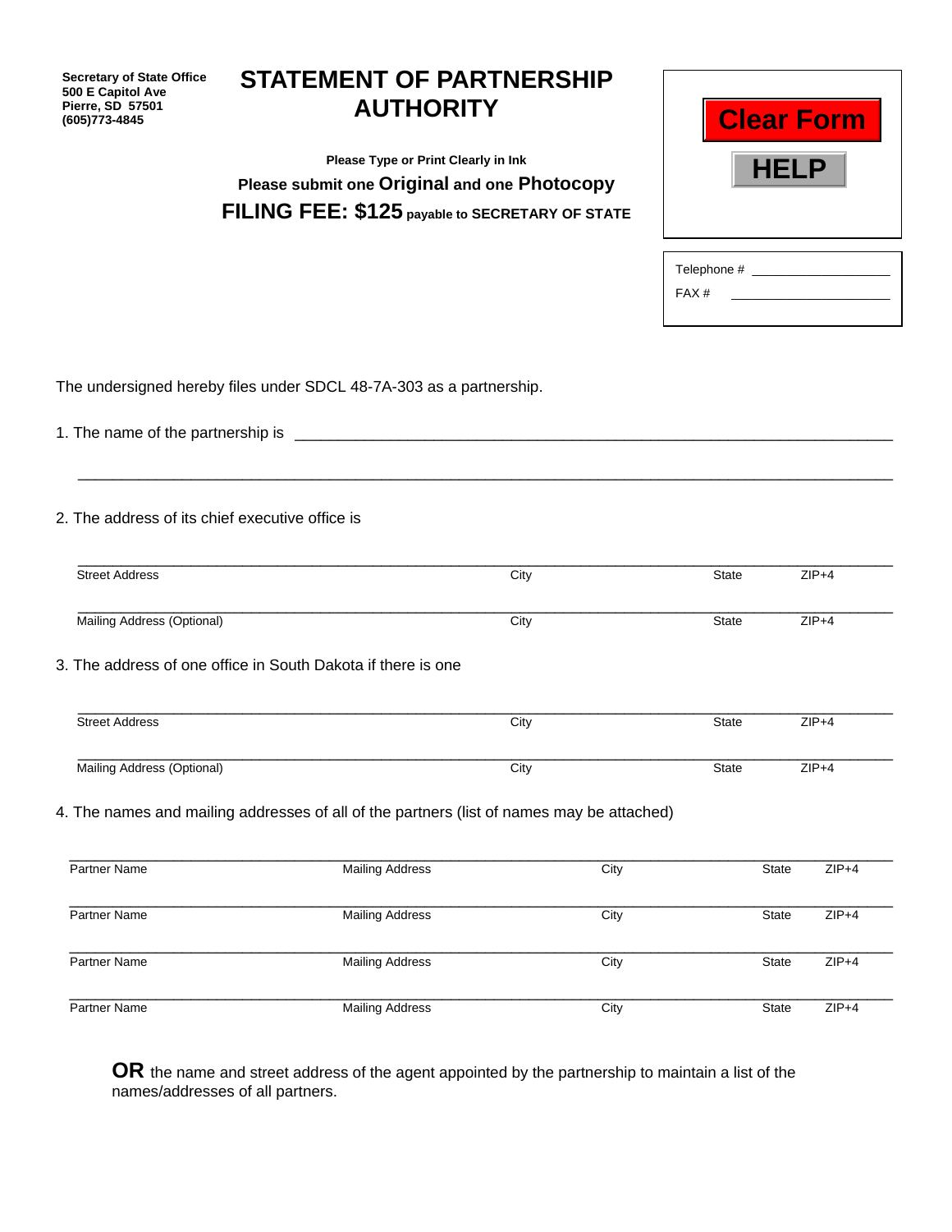**Secretary of State Office**
**500 E Capitol Ave**
**Pierre, SD 57501**
**(605)773-4845**

# STATEMENT OF PARTNERSHIP AUTHORITY

**Please Type or Print Clearly in Ink**

**Please submit one Original and one Photocopy**

**FILING FEE: $125 payable to SECRETARY OF STATE**

Clear Form

HELP

Telephone # ____________________

FAX # ____________________

The undersigned hereby files under SDCL 48-7A-303 as a partnership.

1. The name of the partnership is ______________________________________________________________

______________________________________________________________

2. The address of its chief executive office is

| Street Address | City | State | ZIP+4 |
|---|---|---|---|
| | | | |

| Mailing Address (Optional) | City | State | ZIP+4 |
|---|---|---|---|
| | | | |

3. The address of one office in South Dakota if there is one

| Street Address | City | State | ZIP+4 |
|---|---|---|---|
| | | | |

| Mailing Address (Optional) | City | State | ZIP+4 |
|---|---|---|---|
| | | | |

4. The names and mailing addresses of all of the partners (list of names may be attached)

| Partner Name | Mailing Address | City | State | ZIP+4 |
|---|---|---|---|---|
| | | | | |
| Partner Name | Mailing Address | City | State | ZIP+4 |
| | | | | |
| Partner Name | Mailing Address | City | State | ZIP+4 |
| | | | | |
| Partner Name | Mailing Address | City | State | ZIP+4 |

**OR** the name and street address of the agent appointed by the partnership to maintain a list of the names/addresses of all partners.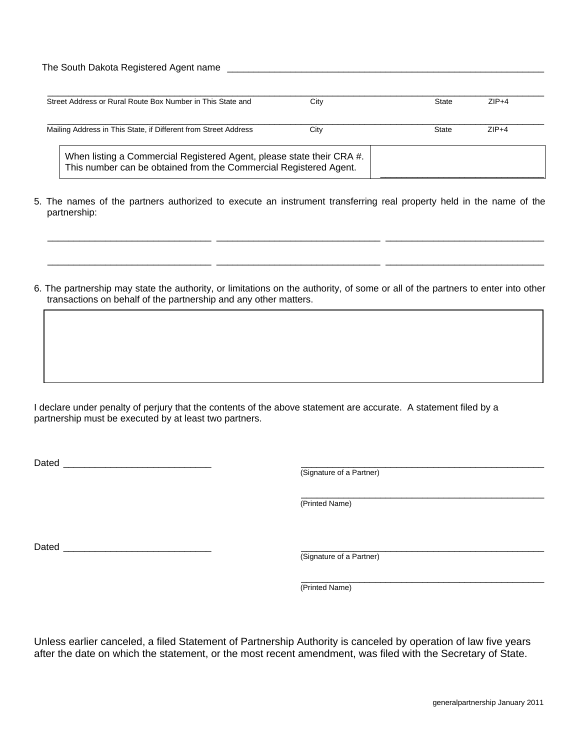The South Dakota Registered Agent name ____________________________________________________________

____________________________________________________________________________________________
Street Address or Rural Route Box Number in This State and City State ZIP+4

____________________________________________________________________________________________
Mailing Address in This State, if Different from Street Address City State ZIP+4

| | |
|---|---|
| When listing a Commercial Registered Agent, please state their CRA #. This number can be obtained from the Commercial Registered Agent. | ______________________________ |

5. The names of the partners authorized to execute an instrument transferring real property held in the name of the partnership:

______________________________ ______________________________ ______________________________

______________________________ ______________________________ ______________________________

6. The partnership may state the authority, or limitations on the authority, of some or all of the partners to enter into other transactions on behalf of the partnership and any other matters.

I declare under penalty of perjury that the contents of the above statement are accurate. A statement filed by a partnership must be executed by at least two partners.

Dated ___________________________

______________________________________________
(Signature of a Partner)

______________________________________________
(Printed Name)

Dated ___________________________

______________________________________________
(Signature of a Partner)

______________________________________________
(Printed Name)

Unless earlier canceled, a filed Statement of Partnership Authority is canceled by operation of law five years after the date on which the statement, or the most recent amendment, was filed with the Secretary of State.

generalpartnership January 2011